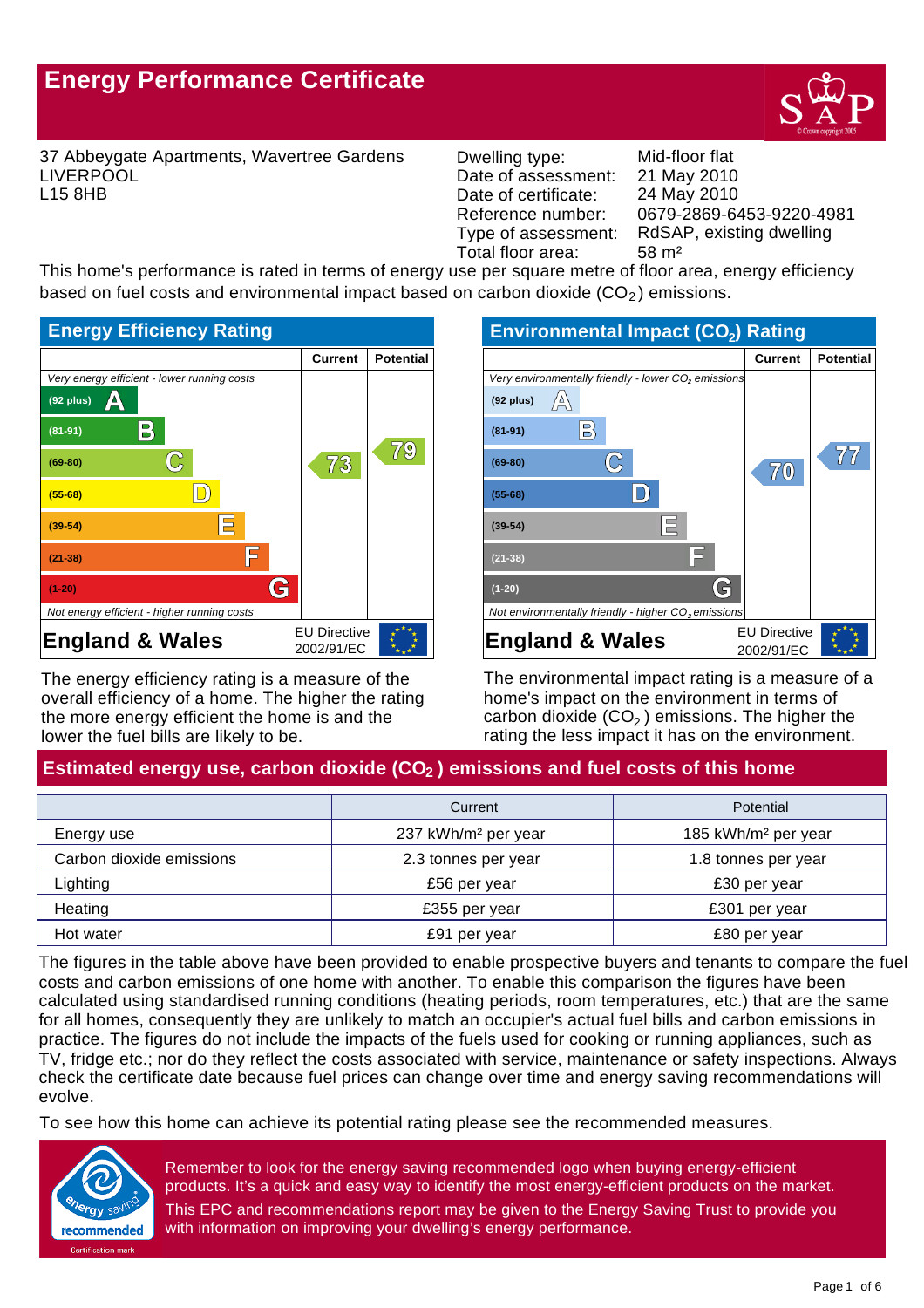# Energy Performance Certificate

37 Abbeygate Apartments, Wavertree Gardens
LIVERPOOL
L15 8HB

| | |
|---|---|
| Dwelling type: | Mid-floor flat |
| Date of assessment: | 21 May 2010 |
| Date of certificate: | 24 May 2010 |
| Reference number: | 0679-2869-6453-9220-4981 |
| Type of assessment: | RdSAP, existing dwelling |
| Total floor area: | 58 m² |

This home's performance is rated in terms of energy use per square metre of floor area, energy efficiency based on fuel costs and environmental impact based on carbon dioxide ($CO_2$) emissions.

## Energy Efficiency Rating

| | Current | Potential |
|---|---|---|
| *Very energy efficient - lower running costs* | | |
| (92 plus) A | | |
| (81-91) B | | |
| (69-80) C | 73 | 79 |
| (55-68) D | | |
| (39-54) E | | |
| (21-38) F | | |
| (1-20) G | | |
| *Not energy efficient - higher running costs* | | |

**England & Wales** — EU Directive 2002/91/EC

The energy efficiency rating is a measure of the overall efficiency of a home. The higher the rating the more energy efficient the home is and the lower the fuel bills are likely to be.

## Environmental Impact ($CO_2$) Rating

| | Current | Potential |
|---|---|---|
| *Very environmentally friendly - lower $CO_2$ emissions* | | |
| (92 plus) A | | |
| (81-91) B | | |
| (69-80) C | 70 | 77 |
| (55-68) D | | |
| (39-54) E | | |
| (21-38) F | | |
| (1-20) G | | |
| *Not environmentally friendly - higher $CO_2$ emissions* | | |

**England & Wales** — EU Directive 2002/91/EC

The environmental impact rating is a measure of a home's impact on the environment in terms of carbon dioxide ($CO_2$) emissions. The higher the rating the less impact it has on the environment.

## Estimated energy use, carbon dioxide ($CO_2$) emissions and fuel costs of this home

| | Current | Potential |
|---|---|---|
| Energy use | 237 kWh/m² per year | 185 kWh/m² per year |
| Carbon dioxide emissions | 2.3 tonnes per year | 1.8 tonnes per year |
| Lighting | £56 per year | £30 per year |
| Heating | £355 per year | £301 per year |
| Hot water | £91 per year | £80 per year |

The figures in the table above have been provided to enable prospective buyers and tenants to compare the fuel costs and carbon emissions of one home with another. To enable this comparison the figures have been calculated using standardised running conditions (heating periods, room temperatures, etc.) that are the same for all homes, consequently they are unlikely to match an occupier's actual fuel bills and carbon emissions in practice. The figures do not include the impacts of the fuels used for cooking or running appliances, such as TV, fridge etc.; nor do they reflect the costs associated with service, maintenance or safety inspections. Always check the certificate date because fuel prices can change over time and energy saving recommendations will evolve.

To see how this home can achieve its potential rating please see the recommended measures.

Remember to look for the energy saving recommended logo when buying energy-efficient products. It's a quick and easy way to identify the most energy-efficient products on the market.

This EPC and recommendations report may be given to the Energy Saving Trust to provide you with information on improving your dwelling's energy performance.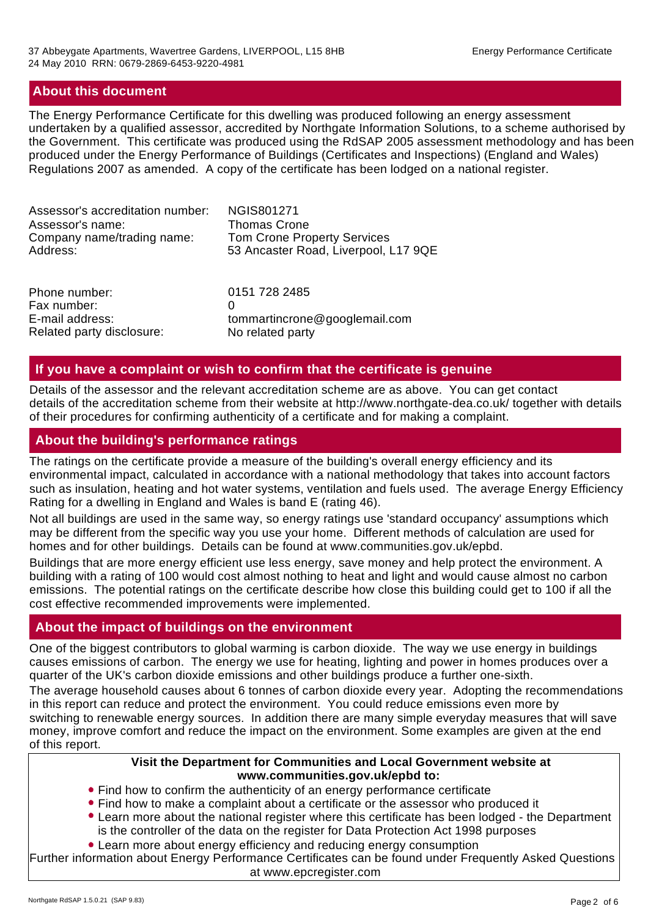## About this document

The Energy Performance Certificate for this dwelling was produced following an energy assessment undertaken by a qualified assessor, accredited by Northgate Information Solutions, to a scheme authorised by the Government. This certificate was produced using the RdSAP 2005 assessment methodology and has been produced under the Energy Performance of Buildings (Certificates and Inspections) (England and Wales) Regulations 2007 as amended. A copy of the certificate has been lodged on a national register.

| | |
|---|---|
| Assessor's accreditation number: | NGIS801271 |
| Assessor's name: | Thomas Crone |
| Company name/trading name: | Tom Crone Property Services |
| Address: | 53 Ancaster Road, Liverpool, L17 9QE |
| Phone number: | 0151 728 2485 |
| Fax number: | 0 |
| E-mail address: | tommartincrone@googlemail.com |
| Related party disclosure: | No related party |

## If you have a complaint or wish to confirm that the certificate is genuine

Details of the assessor and the relevant accreditation scheme are as above. You can get contact details of the accreditation scheme from their website at http://www.northgate-dea.co.uk/ together with details of their procedures for confirming authenticity of a certificate and for making a complaint.

## About the building's performance ratings

The ratings on the certificate provide a measure of the building's overall energy efficiency and its environmental impact, calculated in accordance with a national methodology that takes into account factors such as insulation, heating and hot water systems, ventilation and fuels used. The average Energy Efficiency Rating for a dwelling in England and Wales is band E (rating 46).

Not all buildings are used in the same way, so energy ratings use 'standard occupancy' assumptions which may be different from the specific way you use your home. Different methods of calculation are used for homes and for other buildings. Details can be found at www.communities.gov.uk/epbd.

Buildings that are more energy efficient use less energy, save money and help protect the environment. A building with a rating of 100 would cost almost nothing to heat and light and would cause almost no carbon emissions. The potential ratings on the certificate describe how close this building could get to 100 if all the cost effective recommended improvements were implemented.

## About the impact of buildings on the environment

One of the biggest contributors to global warming is carbon dioxide. The way we use energy in buildings causes emissions of carbon. The energy we use for heating, lighting and power in homes produces over a quarter of the UK's carbon dioxide emissions and other buildings produce a further one-sixth.

The average household causes about 6 tonnes of carbon dioxide every year. Adopting the recommendations in this report can reduce and protect the environment. You could reduce emissions even more by switching to renewable energy sources. In addition there are many simple everyday measures that will save money, improve comfort and reduce the impact on the environment. Some examples are given at the end of this report.

**Visit the Department for Communities and Local Government website at www.communities.gov.uk/epbd to:**

- Find how to confirm the authenticity of an energy performance certificate
- Find how to make a complaint about a certificate or the assessor who produced it
- Learn more about the national register where this certificate has been lodged - the Department is the controller of the data on the register for Data Protection Act 1998 purposes
- Learn more about energy efficiency and reducing energy consumption

Further information about Energy Performance Certificates can be found under Frequently Asked Questions at www.epcregister.com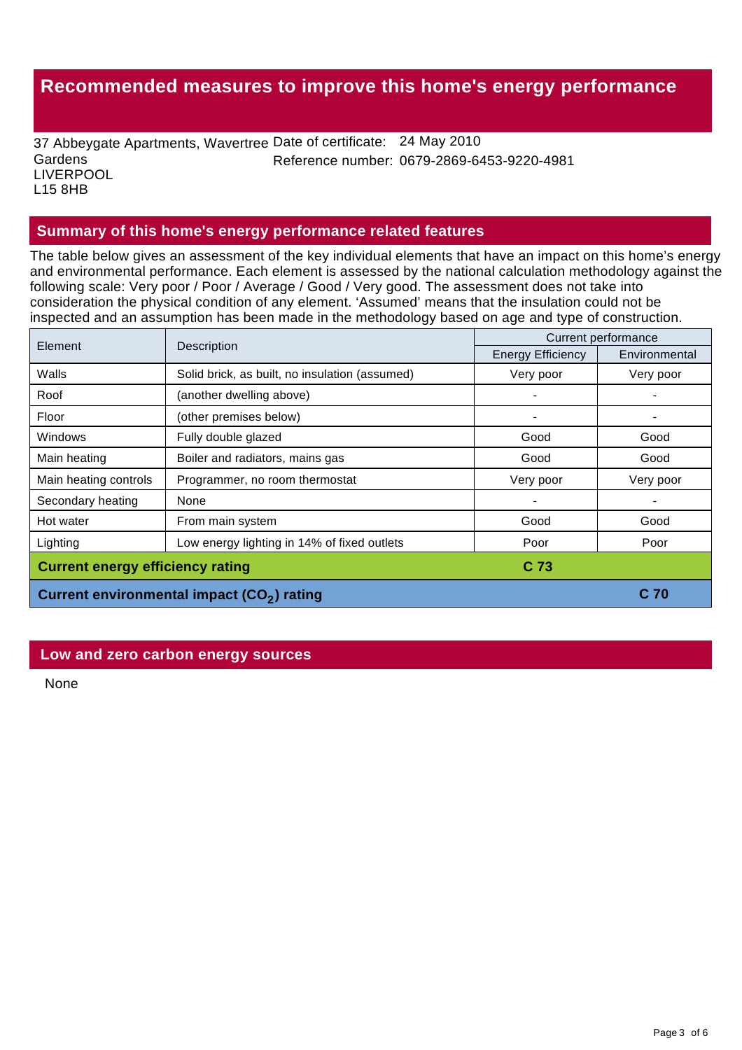# Recommended measures to improve this home's energy performance

37 Abbeygate Apartments, Wavertree Gardens
LIVERPOOL
L15 8HB

Date of certificate: 24 May 2010
Reference number: 0679-2869-6453-9220-4981

## Summary of this home's energy performance related features

The table below gives an assessment of the key individual elements that have an impact on this home's energy and environmental performance. Each element is assessed by the national calculation methodology against the following scale: Very poor / Poor / Average / Good / Very good. The assessment does not take into consideration the physical condition of any element. 'Assumed' means that the insulation could not be inspected and an assumption has been made in the methodology based on age and type of construction.

| Element | Description | Current performance | |
|---|---|---|---|
| | | Energy Efficiency | Environmental |
| Walls | Solid brick, as built, no insulation (assumed) | Very poor | Very poor |
| Roof | (another dwelling above) | - | - |
| Floor | (other premises below) | - | - |
| Windows | Fully double glazed | Good | Good |
| Main heating | Boiler and radiators, mains gas | Good | Good |
| Main heating controls | Programmer, no room thermostat | Very poor | Very poor |
| Secondary heating | None | - | - |
| Hot water | From main system | Good | Good |
| Lighting | Low energy lighting in 14% of fixed outlets | Poor | Poor |
| **Current energy efficiency rating** | | **C 73** | |
| **Current environmental impact ($CO_2$) rating** | | | **C 70** |

## Low and zero carbon energy sources

None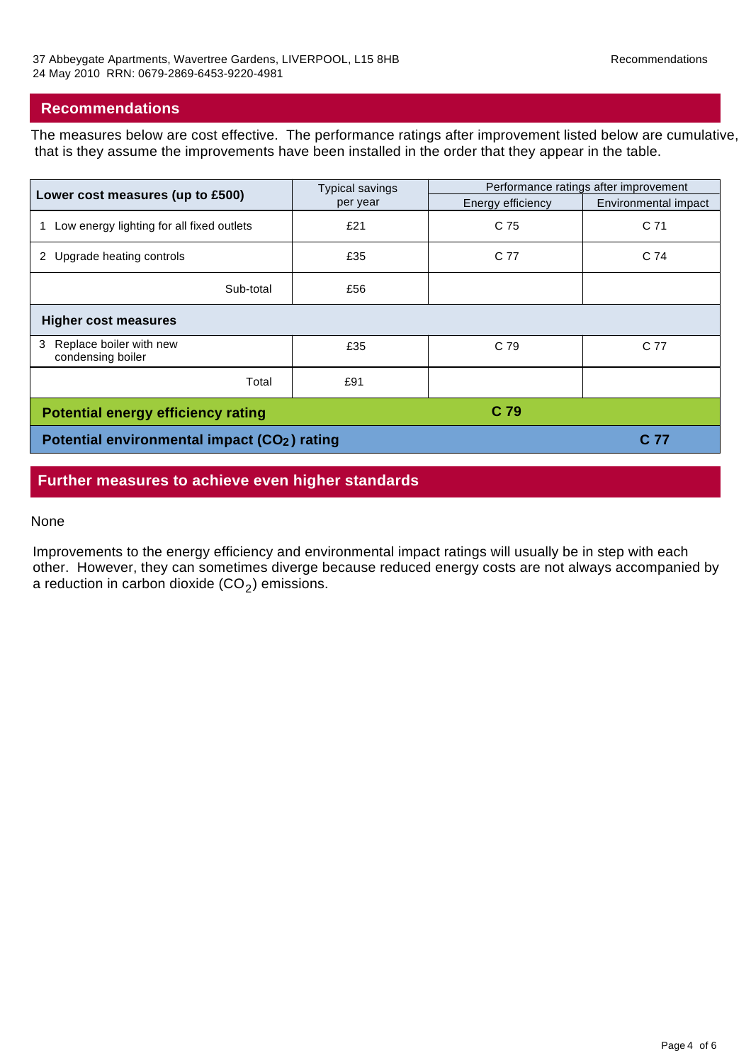## Recommendations

The measures below are cost effective. The performance ratings after improvement listed below are cumulative, that is they assume the improvements have been installed in the order that they appear in the table.

| Lower cost measures (up to £500) | Typical savings per year | Performance ratings after improvement | |
|---|---|---|---|
| | | Energy efficiency | Environmental impact |
| 1 Low energy lighting for all fixed outlets | £21 | C 75 | C 71 |
| 2 Upgrade heating controls | £35 | C 77 | C 74 |
| Sub-total | £56 | | |
| **Higher cost measures** | | | |
| 3 Replace boiler with new condensing boiler | £35 | C 79 | C 77 |
| Total | £91 | | |
| **Potential energy efficiency rating** | | **C 79** | |
| **Potential environmental impact ($CO_2$) rating** | | | **C 77** |

## Further measures to achieve even higher standards

None

Improvements to the energy efficiency and environmental impact ratings will usually be in step with each other. However, they can sometimes diverge because reduced energy costs are not always accompanied by a reduction in carbon dioxide ($CO_2$) emissions.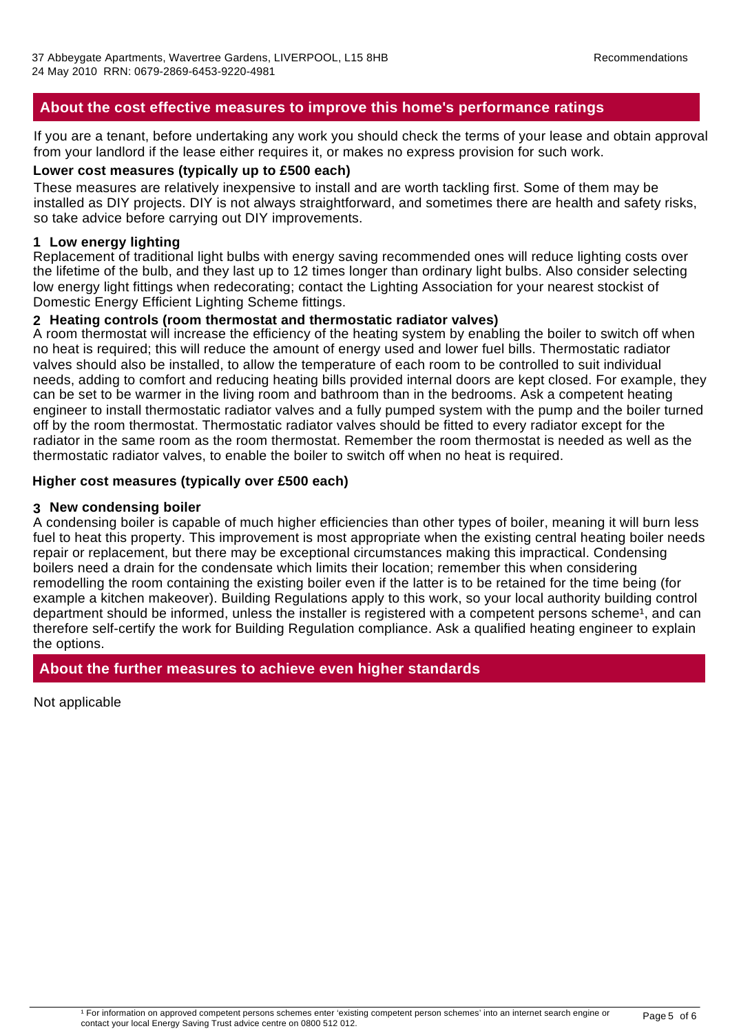## About the cost effective measures to improve this home's performance ratings

If you are a tenant, before undertaking any work you should check the terms of your lease and obtain approval from your landlord if the lease either requires it, or makes no express provision for such work.

### Lower cost measures (typically up to £500 each)

These measures are relatively inexpensive to install and are worth tackling first. Some of them may be installed as DIY projects. DIY is not always straightforward, and sometimes there are health and safety risks, so take advice before carrying out DIY improvements.

**1 Low energy lighting**

Replacement of traditional light bulbs with energy saving recommended ones will reduce lighting costs over the lifetime of the bulb, and they last up to 12 times longer than ordinary light bulbs. Also consider selecting low energy light fittings when redecorating; contact the Lighting Association for your nearest stockist of Domestic Energy Efficient Lighting Scheme fittings.

**2 Heating controls (room thermostat and thermostatic radiator valves)**

A room thermostat will increase the efficiency of the heating system by enabling the boiler to switch off when no heat is required; this will reduce the amount of energy used and lower fuel bills. Thermostatic radiator valves should also be installed, to allow the temperature of each room to be controlled to suit individual needs, adding to comfort and reducing heating bills provided internal doors are kept closed. For example, they can be set to be warmer in the living room and bathroom than in the bedrooms. Ask a competent heating engineer to install thermostatic radiator valves and a fully pumped system with the pump and the boiler turned off by the room thermostat. Thermostatic radiator valves should be fitted to every radiator except for the radiator in the same room as the room thermostat. Remember the room thermostat is needed as well as the thermostatic radiator valves, to enable the boiler to switch off when no heat is required.

### Higher cost measures (typically over £500 each)

**3 New condensing boiler**

A condensing boiler is capable of much higher efficiencies than other types of boiler, meaning it will burn less fuel to heat this property. This improvement is most appropriate when the existing central heating boiler needs repair or replacement, but there may be exceptional circumstances making this impractical. Condensing boilers need a drain for the condensate which limits their location; remember this when considering remodelling the room containing the existing boiler even if the latter is to be retained for the time being (for example a kitchen makeover). Building Regulations apply to this work, so your local authority building control department should be informed, unless the installer is registered with a competent persons scheme[1], and can therefore self-certify the work for Building Regulation compliance. Ask a qualified heating engineer to explain the options.

## About the further measures to achieve even higher standards

Not applicable

[1] For information on approved competent persons schemes enter 'existing competent person schemes' into an internet search engine or contact your local Energy Saving Trust advice centre on 0800 512 012.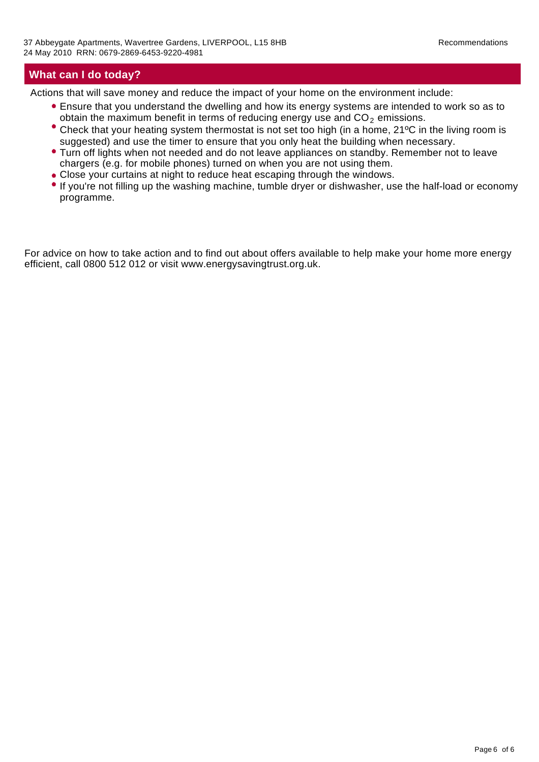## What can I do today?

Actions that will save money and reduce the impact of your home on the environment include:

- Ensure that you understand the dwelling and how its energy systems are intended to work so as to obtain the maximum benefit in terms of reducing energy use and $CO_2$ emissions.
- Check that your heating system thermostat is not set too high (in a home, 21ºC in the living room is suggested) and use the timer to ensure that you only heat the building when necessary.
- Turn off lights when not needed and do not leave appliances on standby. Remember not to leave chargers (e.g. for mobile phones) turned on when you are not using them.
- Close your curtains at night to reduce heat escaping through the windows.
- If you're not filling up the washing machine, tumble dryer or dishwasher, use the half-load or economy programme.

For advice on how to take action and to find out about offers available to help make your home more energy efficient, call 0800 512 012 or visit www.energysavingtrust.org.uk.